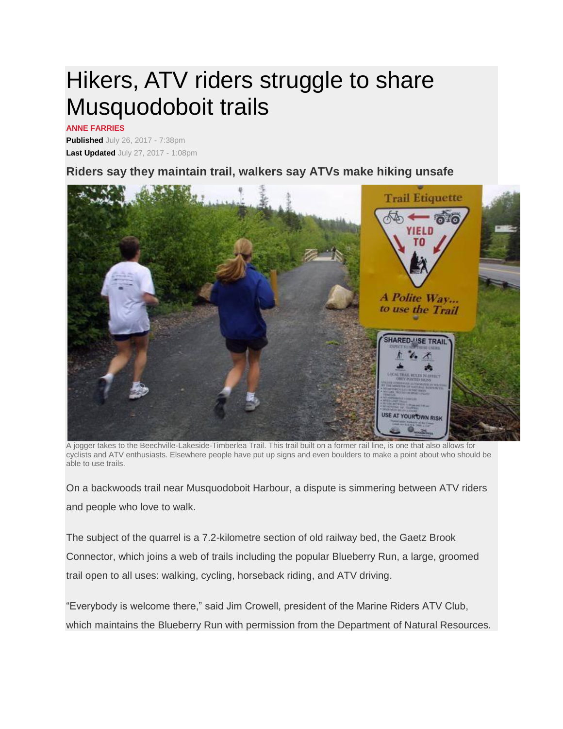# Hikers, ATV riders struggle to share Musquodoboit trails

**ANNE FARRIES**

**Published** July 26, 2017 - 7:38pm

**Last Updated** July 27, 2017 - 1:08pm

### Riders say they maintain trail, walkers say ATVs make hiking unsafe

A jogger takes to the Beechville-Lakeside-Timberlea Trail. This trail built on a former rail line, is one that also allows for cyclists and ATV enthusiasts. Elsewhere people have put up signs and even boulders to make a point about who should be able to use trails.

On a backwoods trail near Musquodoboit Harbour, a dispute is simmering between ATV riders and people who love to walk.

The subject of the quarrel is a 7.2-kilometre section of old railway bed, the Gaetz Brook Connector, which joins a web of trails including the popular Blueberry Run, a large, groomed trail open to all uses: walking, cycling, horseback riding, and ATV driving.

"Everybody is welcome there," said Jim Crowell, president of the Marine Riders ATV Club, which maintains the Blueberry Run with permission from the Department of Natural Resources.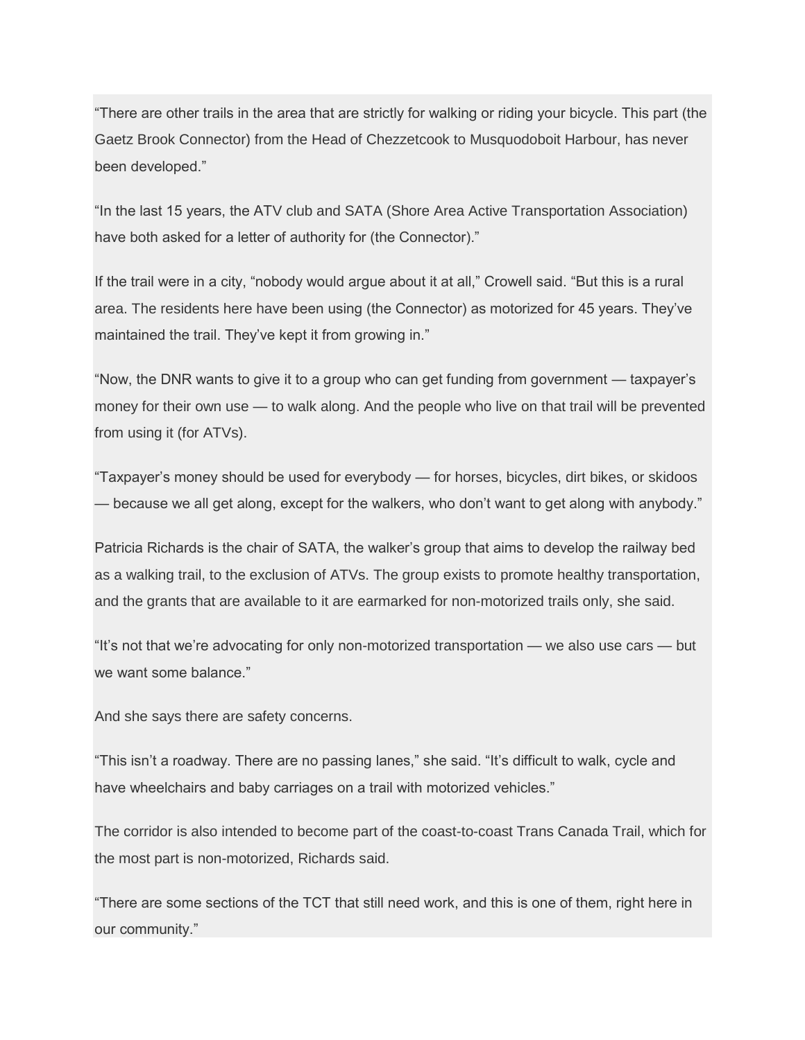“There are other trails in the area that are strictly for walking or riding your bicycle. This part (the Gaetz Brook Connector) from the Head of Chezzetcook to Musquodoboit Harbour, has never been developed.”

“In the last 15 years, the ATV club and SATA (Shore Area Active Transportation Association) have both asked for a letter of authority for (the Connector).”

If the trail were in a city, “nobody would argue about it at all,” Crowell said. “But this is a rural area. The residents here have been using (the Connector) as motorized for 45 years. They’ve maintained the trail. They’ve kept it from growing in.”

“Now, the DNR wants to give it to a group who can get funding from government — taxpayer’s money for their own use — to walk along. And the people who live on that trail will be prevented from using it (for ATVs).

“Taxpayer’s money should be used for everybody — for horses, bicycles, dirt bikes, or skidoos — because we all get along, except for the walkers, who don’t want to get along with anybody.”

Patricia Richards is the chair of SATA, the walker’s group that aims to develop the railway bed as a walking trail, to the exclusion of ATVs. The group exists to promote healthy transportation, and the grants that are available to it are earmarked for non-motorized trails only, she said.

“It’s not that we’re advocating for only non-motorized transportation — we also use cars — but we want some balance.”

And she says there are safety concerns.

“This isn’t a roadway. There are no passing lanes,” she said. “It’s difficult to walk, cycle and have wheelchairs and baby carriages on a trail with motorized vehicles.”

The corridor is also intended to become part of the coast-to-coast Trans Canada Trail, which for the most part is non-motorized, Richards said.

“There are some sections of the TCT that still need work, and this is one of them, right here in our community.”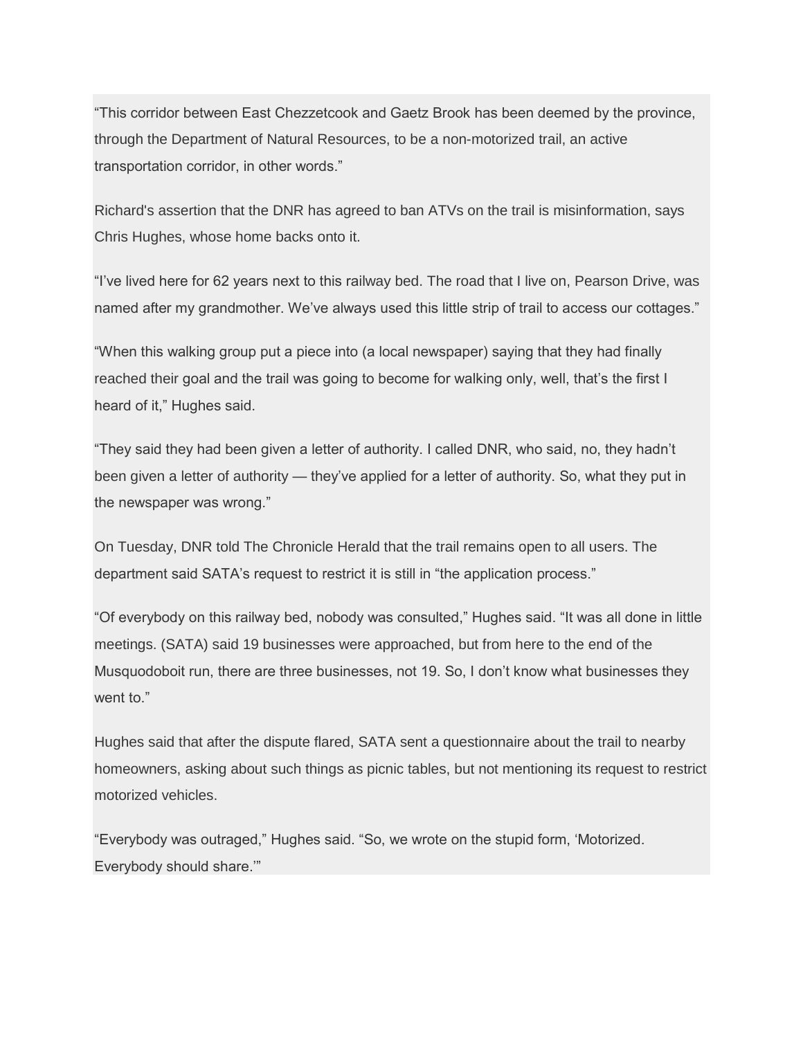“This corridor between East Chezzetcook and Gaetz Brook has been deemed by the province, through the Department of Natural Resources, to be a non-motorized trail, an active transportation corridor, in other words.”

Richard's assertion that the DNR has agreed to ban ATVs on the trail is misinformation, says Chris Hughes, whose home backs onto it.

“I’ve lived here for 62 years next to this railway bed. The road that I live on, Pearson Drive, was named after my grandmother. We’ve always used this little strip of trail to access our cottages.”

“When this walking group put a piece into (a local newspaper) saying that they had finally reached their goal and the trail was going to become for walking only, well, that’s the first I heard of it,” Hughes said.

“They said they had been given a letter of authority. I called DNR, who said, no, they hadn’t been given a letter of authority — they’ve applied for a letter of authority. So, what they put in the newspaper was wrong.”

On Tuesday, DNR told The Chronicle Herald that the trail remains open to all users. The department said SATA’s request to restrict it is still in “the application process.”

“Of everybody on this railway bed, nobody was consulted,” Hughes said. “It was all done in little meetings. (SATA) said 19 businesses were approached, but from here to the end of the Musquodoboit run, there are three businesses, not 19. So, I don’t know what businesses they went to.”

Hughes said that after the dispute flared, SATA sent a questionnaire about the trail to nearby homeowners, asking about such things as picnic tables, but not mentioning its request to restrict motorized vehicles.

“Everybody was outraged,” Hughes said. “So, we wrote on the stupid form, ‘Motorized. Everybody should share.’”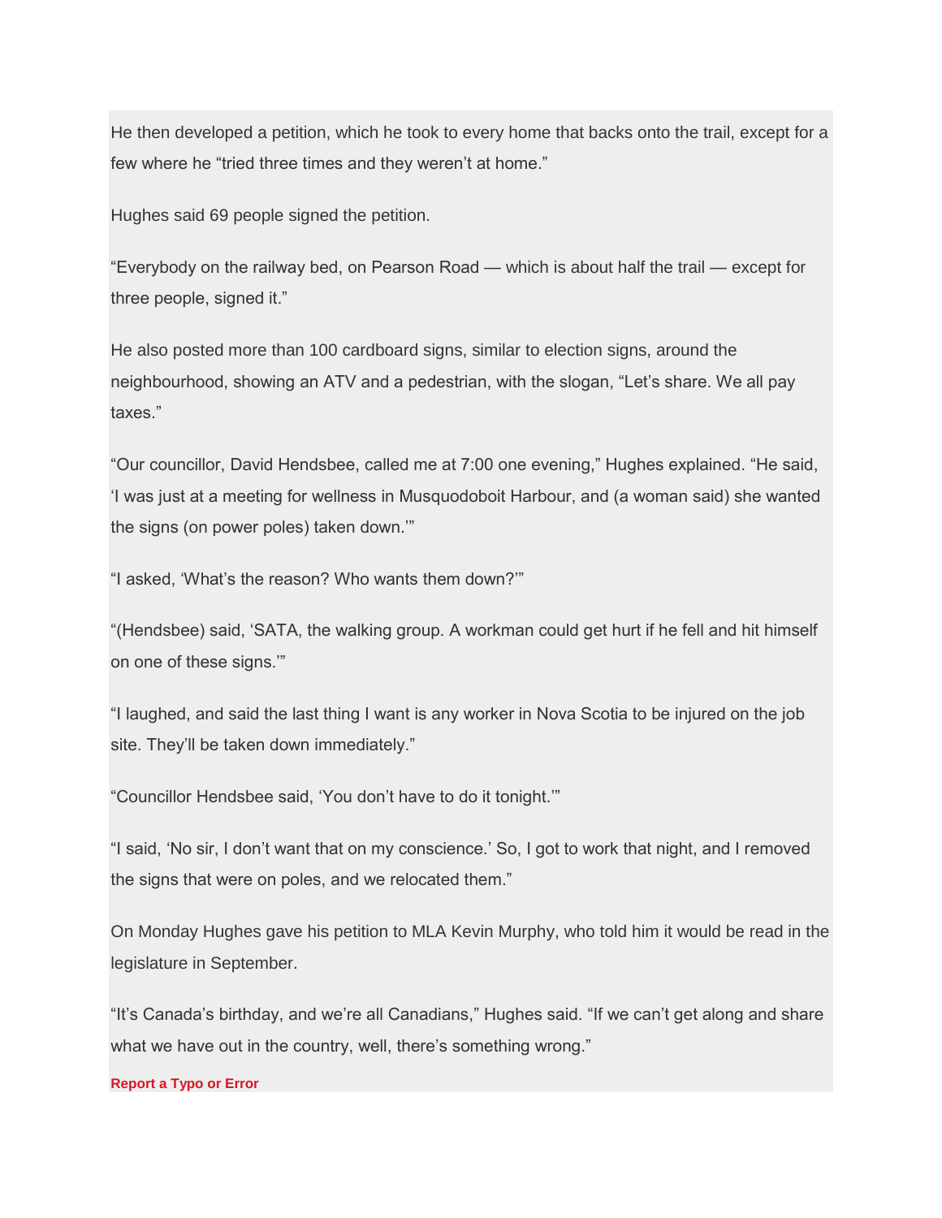He then developed a petition, which he took to every home that backs onto the trail, except for a few where he "tried three times and they weren't at home."

Hughes said 69 people signed the petition.

"Everybody on the railway bed, on Pearson Road — which is about half the trail — except for three people, signed it."

He also posted more than 100 cardboard signs, similar to election signs, around the neighbourhood, showing an ATV and a pedestrian, with the slogan, "Let's share. We all pay taxes."

"Our councillor, David Hendsbee, called me at 7:00 one evening," Hughes explained. "He said, 'I was just at a meeting for wellness in Musquodoboit Harbour, and (a woman said) she wanted the signs (on power poles) taken down.'"

"I asked, 'What's the reason? Who wants them down?'"

"(Hendsbee) said, 'SATA, the walking group. A workman could get hurt if he fell and hit himself on one of these signs.'"

"I laughed, and said the last thing I want is any worker in Nova Scotia to be injured on the job site. They'll be taken down immediately."

"Councillor Hendsbee said, 'You don't have to do it tonight.'"

"I said, 'No sir, I don't want that on my conscience.' So, I got to work that night, and I removed the signs that were on poles, and we relocated them."

On Monday Hughes gave his petition to MLA Kevin Murphy, who told him it would be read in the legislature in September.

"It's Canada's birthday, and we're all Canadians," Hughes said. "If we can't get along and share what we have out in the country, well, there's something wrong."

**Report a Typo or Error**